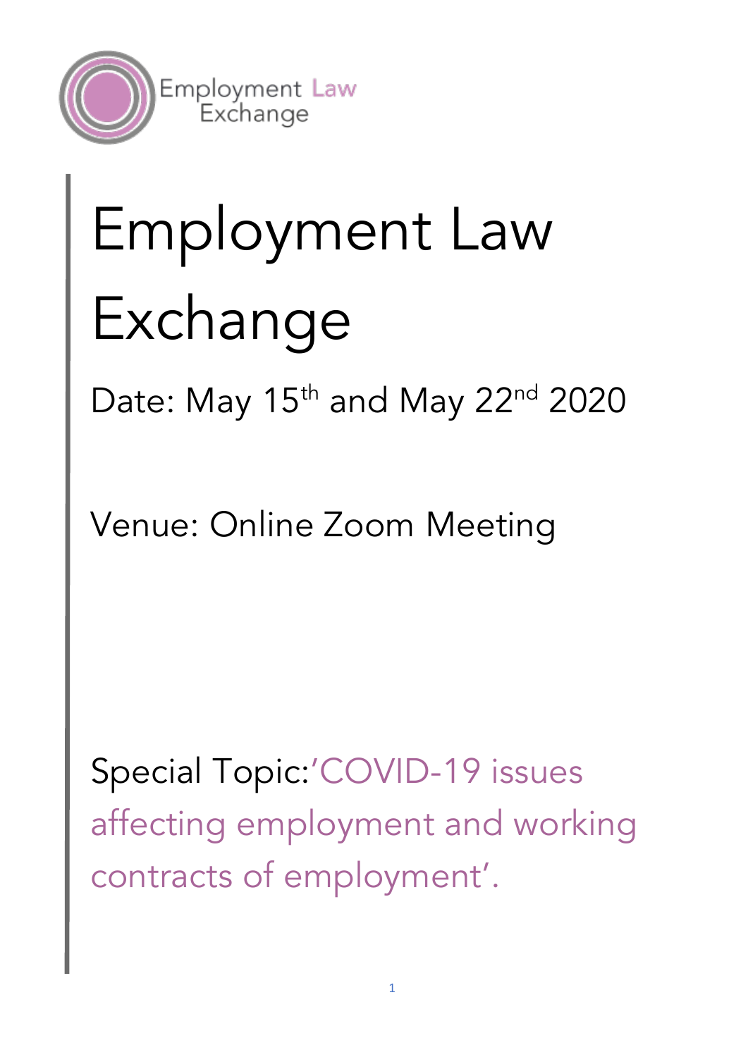Employment Law Exchange

# Employment Law Exchange

Date: May 15th and May 22nd 2020

Venue: Online Zoom Meeting

Special Topic: 'COVID-19 issues affecting employment and working contracts of employment'.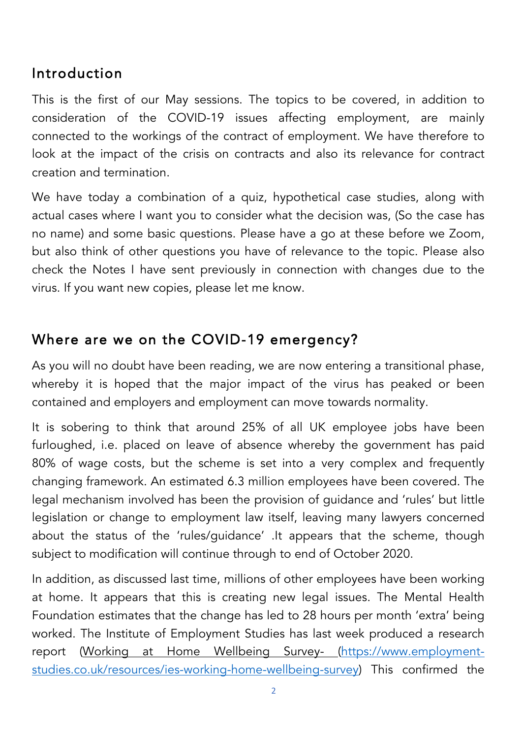## Introduction

This is the first of our May sessions. The topics to be covered, in addition to consideration of the COVID-19 issues affecting employment, are mainly connected to the workings of the contract of employment. We have therefore to look at the impact of the crisis on contracts and also its relevance for contract creation and termination.

We have today a combination of a quiz, hypothetical case studies, along with actual cases where I want you to consider what the decision was, (So the case has no name) and some basic questions. Please have a go at these before we Zoom, but also think of other questions you have of relevance to the topic. Please also check the Notes I have sent previously in connection with changes due to the virus. If you want new copies, please let me know.

## Where are we on the COVID-19 emergency?

As you will no doubt have been reading, we are now entering a transitional phase, whereby it is hoped that the major impact of the virus has peaked or been contained and employers and employment can move towards normality.

It is sobering to think that around 25% of all UK employee jobs have been furloughed, i.e. placed on leave of absence whereby the government has paid 80% of wage costs, but the scheme is set into a very complex and frequently changing framework. An estimated 6.3 million employees have been covered. The legal mechanism involved has been the provision of guidance and 'rules' but little legislation or change to employment law itself, leaving many lawyers concerned about the status of the 'rules/guidance' .It appears that the scheme, though subject to modification will continue through to end of October 2020.

In addition, as discussed last time, millions of other employees have been working at home. It appears that this is creating new legal issues. The Mental Health Foundation estimates that the change has led to 28 hours per month 'extra' being worked. The Institute of Employment Studies has last week produced a research report (Working at Home Wellbeing Survey- (https://www.employment-studies.co.uk/resources/ies-working-home-wellbeing-survey) This confirmed the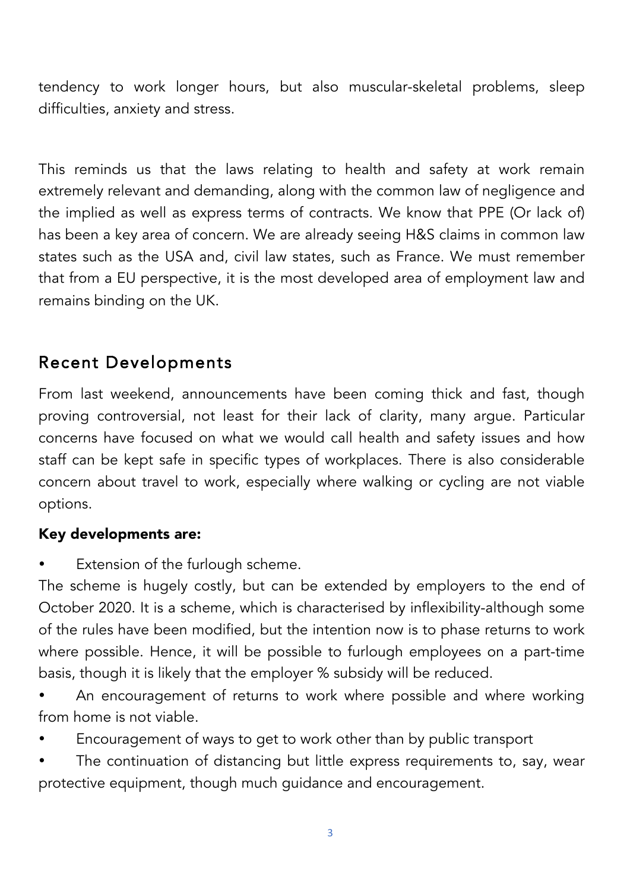tendency to work longer hours, but also muscular-skeletal problems, sleep difficulties, anxiety and stress.

This reminds us that the laws relating to health and safety at work remain extremely relevant and demanding, along with the common law of negligence and the implied as well as express terms of contracts. We know that PPE (Or lack of) has been a key area of concern. We are already seeing H&S claims in common law states such as the USA and, civil law states, such as France. We must remember that from a EU perspective, it is the most developed area of employment law and remains binding on the UK.

## Recent Developments

From last weekend, announcements have been coming thick and fast, though proving controversial, not least for their lack of clarity, many argue. Particular concerns have focused on what we would call health and safety issues and how staff can be kept safe in specific types of workplaces. There is also considerable concern about travel to work, especially where walking or cycling are not viable options.

**Key developments are:**

- Extension of the furlough scheme.

The scheme is hugely costly, but can be extended by employers to the end of October 2020. It is a scheme, which is characterised by inflexibility-although some of the rules have been modified, but the intention now is to phase returns to work where possible. Hence, it will be possible to furlough employees on a part-time basis, though it is likely that the employer % subsidy will be reduced.

- An encouragement of returns to work where possible and where working from home is not viable.
- Encouragement of ways to get to work other than by public transport
- The continuation of distancing but little express requirements to, say, wear protective equipment, though much guidance and encouragement.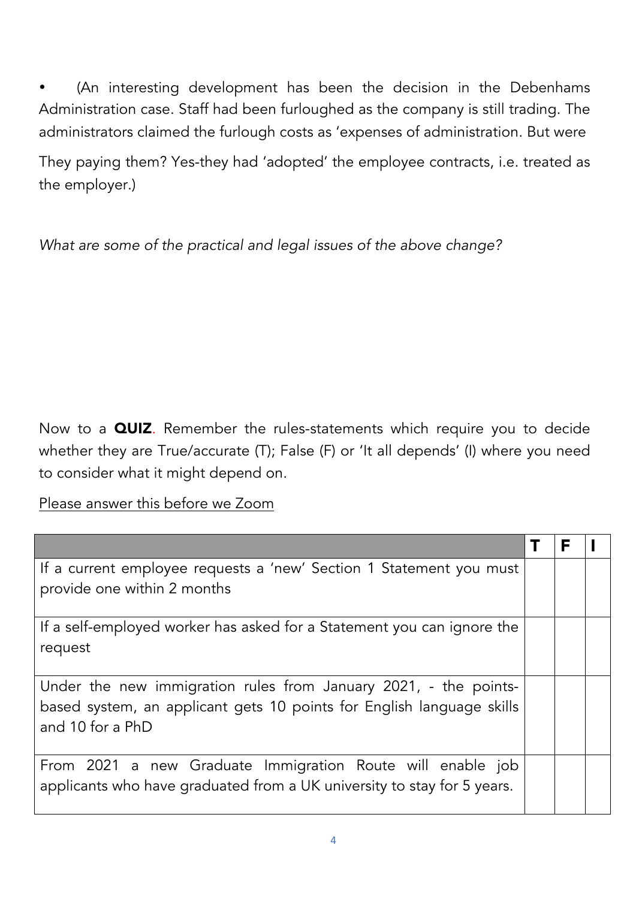- (An interesting development has been the decision in the Debenhams Administration case. Staff had been furloughed as the company is still trading. The administrators claimed the furlough costs as 'expenses of administration. But were

They paying them? Yes-they had 'adopted' the employee contracts, i.e. treated as the employer.)

*What are some of the practical and legal issues of the above change?*

Now to a **QUIZ**. Remember the rules-statements which require you to decide whether they are True/accurate (T); False (F) or 'It all depends' (I) where you need to consider what it might depend on.

Please answer this before we Zoom

| | T | F | I |
|---|---|---|---|
| If a current employee requests a 'new' Section 1 Statement you must provide one within 2 months | | | |
| If a self-employed worker has asked for a Statement you can ignore the request | | | |
| Under the new immigration rules from January 2021, - the points-based system, an applicant gets 10 points for English language skills and 10 for a PhD | | | |
| From 2021 a new Graduate Immigration Route will enable job applicants who have graduated from a UK university to stay for 5 years. | | | |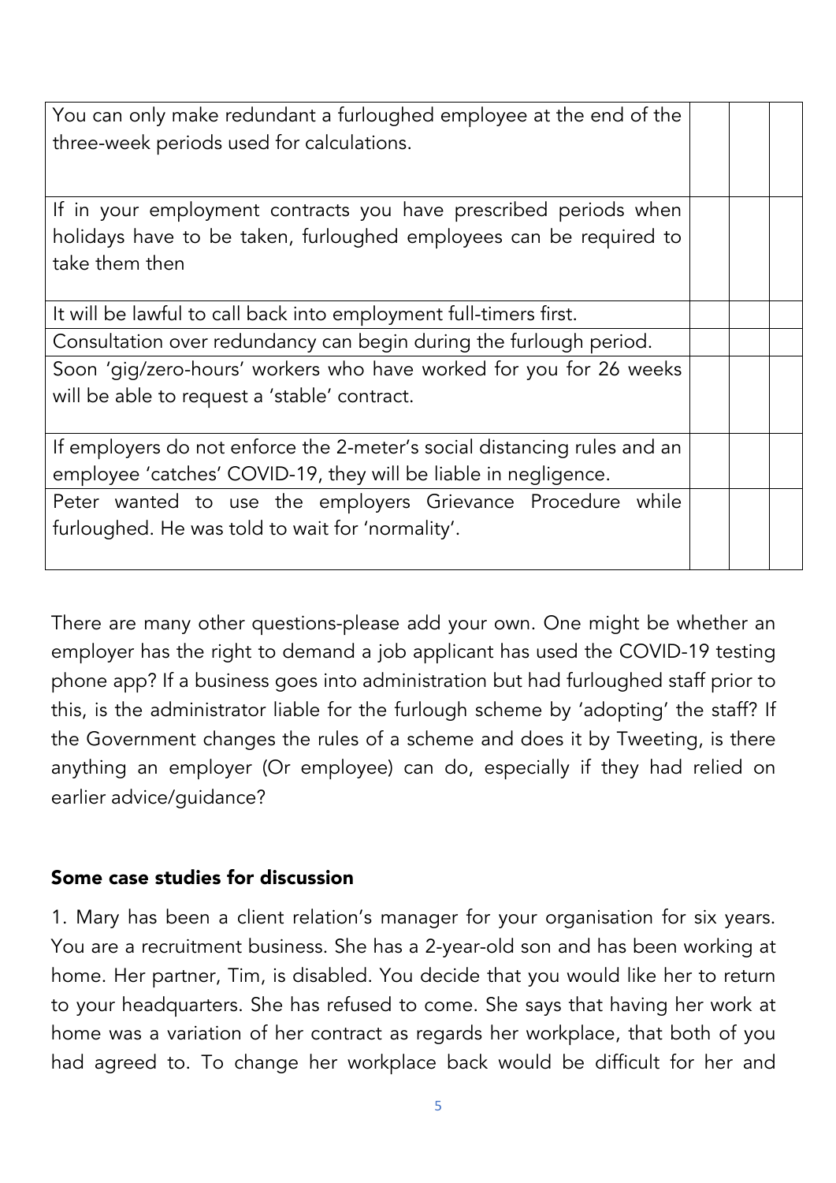| | | |
|---|---|---|
| You can only make redundant a furloughed employee at the end of the three-week periods used for calculations. | | |
| If in your employment contracts you have prescribed periods when holidays have to be taken, furloughed employees can be required to take them then | | |
| It will be lawful to call back into employment full-timers first. | | |
| Consultation over redundancy can begin during the furlough period. | | |
| Soon 'gig/zero-hours' workers who have worked for you for 26 weeks will be able to request a 'stable' contract. | | |
| If employers do not enforce the 2-meter's social distancing rules and an employee 'catches' COVID-19, they will be liable in negligence. | | |
| Peter wanted to use the employers Grievance Procedure while furloughed. He was told to wait for 'normality'. | | |

There are many other questions-please add your own. One might be whether an employer has the right to demand a job applicant has used the COVID-19 testing phone app? If a business goes into administration but had furloughed staff prior to this, is the administrator liable for the furlough scheme by 'adopting' the staff? If the Government changes the rules of a scheme and does it by Tweeting, is there anything an employer (Or employee) can do, especially if they had relied on earlier advice/guidance?

## Some case studies for discussion

1. Mary has been a client relation's manager for your organisation for six years. You are a recruitment business. She has a 2-year-old son and has been working at home. Her partner, Tim, is disabled. You decide that you would like her to return to your headquarters. She has refused to come. She says that having her work at home was a variation of her contract as regards her workplace, that both of you had agreed to. To change her workplace back would be difficult for her and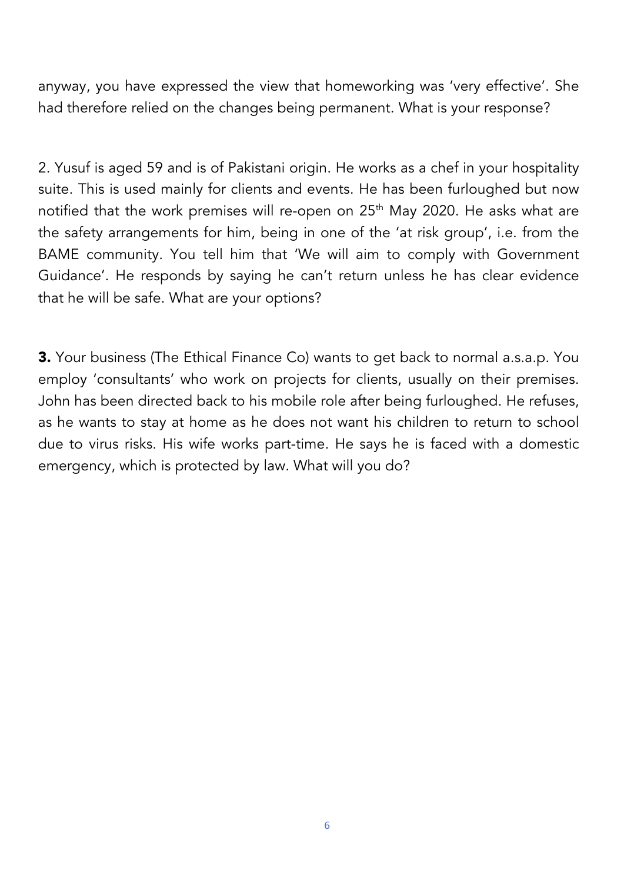anyway, you have expressed the view that homeworking was 'very effective'. She had therefore relied on the changes being permanent. What is your response?

2. Yusuf is aged 59 and is of Pakistani origin. He works as a chef in your hospitality suite. This is used mainly for clients and events. He has been furloughed but now notified that the work premises will re-open on 25th May 2020. He asks what are the safety arrangements for him, being in one of the 'at risk group', i.e. from the BAME community. You tell him that 'We will aim to comply with Government Guidance'. He responds by saying he can't return unless he has clear evidence that he will be safe. What are your options?

**3.** Your business (The Ethical Finance Co) wants to get back to normal a.s.a.p. You employ 'consultants' who work on projects for clients, usually on their premises. John has been directed back to his mobile role after being furloughed. He refuses, as he wants to stay at home as he does not want his children to return to school due to virus risks. His wife works part-time. He says he is faced with a domestic emergency, which is protected by law. What will you do?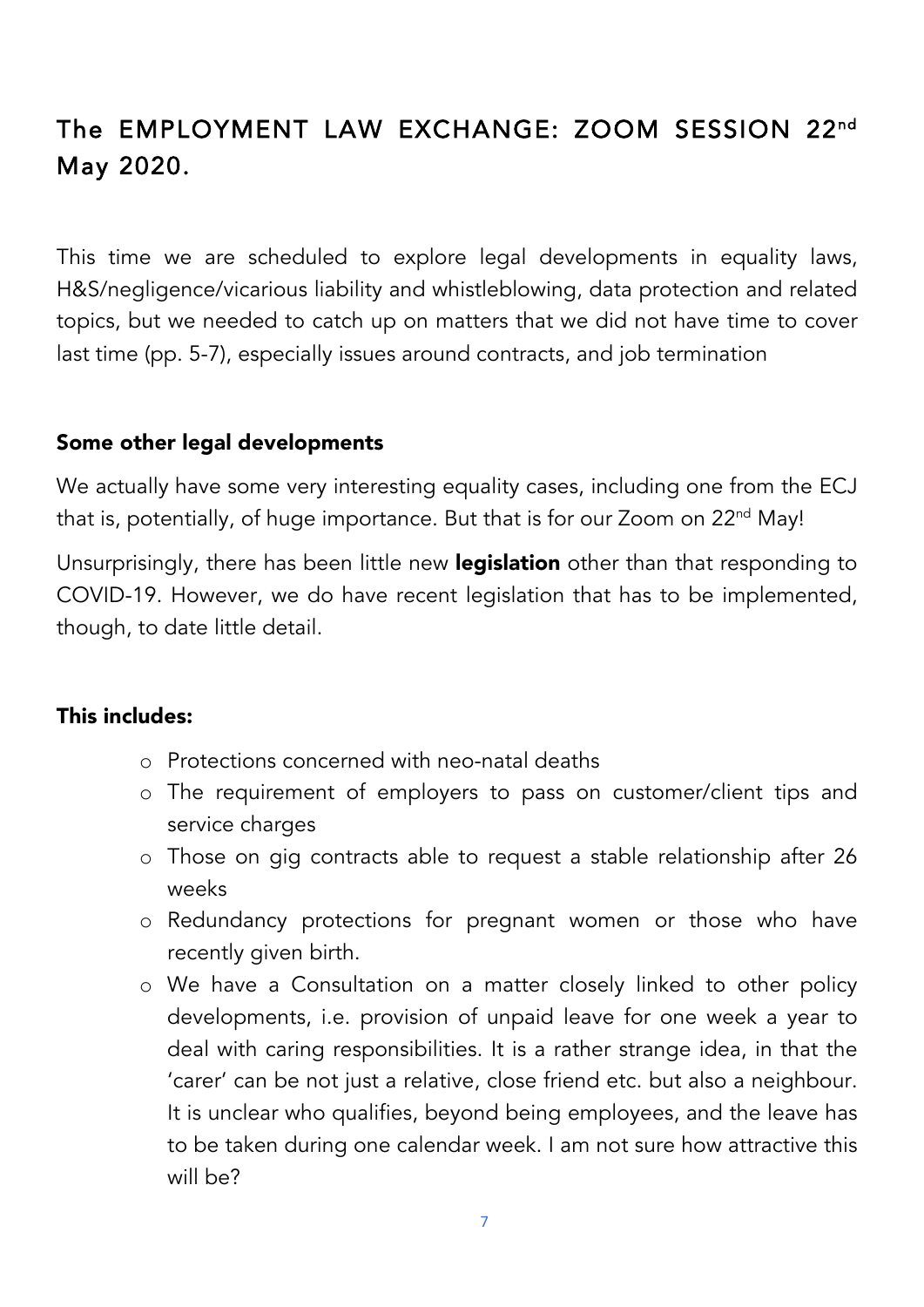# The EMPLOYMENT LAW EXCHANGE: ZOOM SESSION 22nd May 2020.

This time we are scheduled to explore legal developments in equality laws, H&S/negligence/vicarious liability and whistleblowing, data protection and related topics, but we needed to catch up on matters that we did not have time to cover last time (pp. 5-7), especially issues around contracts, and job termination

## Some other legal developments

We actually have some very interesting equality cases, including one from the ECJ that is, potentially, of huge importance. But that is for our Zoom on 22nd May!

Unsurprisingly, there has been little new **legislation** other than that responding to COVID-19. However, we do have recent legislation that has to be implemented, though, to date little detail.

## This includes:

- Protections concerned with neo-natal deaths
- The requirement of employers to pass on customer/client tips and service charges
- Those on gig contracts able to request a stable relationship after 26 weeks
- Redundancy protections for pregnant women or those who have recently given birth.
- We have a Consultation on a matter closely linked to other policy developments, i.e. provision of unpaid leave for one week a year to deal with caring responsibilities. It is a rather strange idea, in that the 'carer' can be not just a relative, close friend etc. but also a neighbour. It is unclear who qualifies, beyond being employees, and the leave has to be taken during one calendar week. I am not sure how attractive this will be?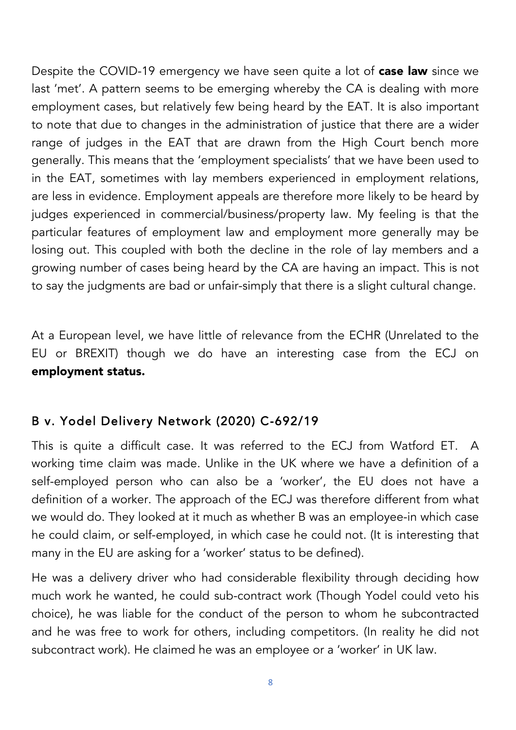Despite the COVID-19 emergency we have seen quite a lot of **case law** since we last 'met'. A pattern seems to be emerging whereby the CA is dealing with more employment cases, but relatively few being heard by the EAT. It is also important to note that due to changes in the administration of justice that there are a wider range of judges in the EAT that are drawn from the High Court bench more generally. This means that the 'employment specialists' that we have been used to in the EAT, sometimes with lay members experienced in employment relations, are less in evidence. Employment appeals are therefore more likely to be heard by judges experienced in commercial/business/property law. My feeling is that the particular features of employment law and employment more generally may be losing out. This coupled with both the decline in the role of lay members and a growing number of cases being heard by the CA are having an impact. This is not to say the judgments are bad or unfair-simply that there is a slight cultural change.

At a European level, we have little of relevance from the ECHR (Unrelated to the EU or BREXIT) though we do have an interesting case from the ECJ on **employment status.**

## B v. Yodel Delivery Network (2020) C-692/19

This is quite a difficult case. It was referred to the ECJ from Watford ET. A working time claim was made. Unlike in the UK where we have a definition of a self-employed person who can also be a 'worker', the EU does not have a definition of a worker. The approach of the ECJ was therefore different from what we would do. They looked at it much as whether B was an employee-in which case he could claim, or self-employed, in which case he could not. (It is interesting that many in the EU are asking for a 'worker' status to be defined).

He was a delivery driver who had considerable flexibility through deciding how much work he wanted, he could sub-contract work (Though Yodel could veto his choice), he was liable for the conduct of the person to whom he subcontracted and he was free to work for others, including competitors. (In reality he did not subcontract work). He claimed he was an employee or a 'worker' in UK law.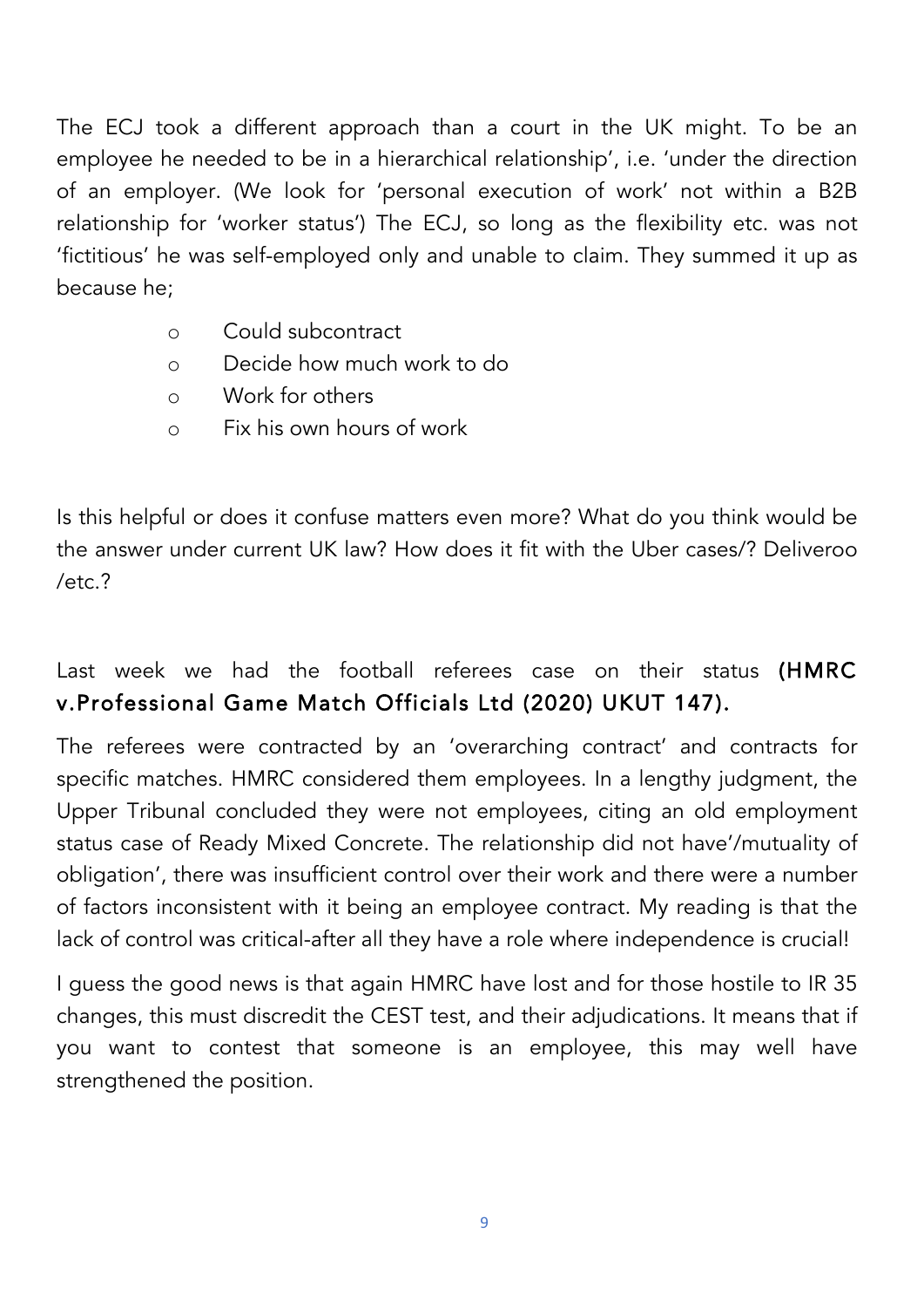The ECJ took a different approach than a court in the UK might. To be an employee he needed to be in a hierarchical relationship', i.e. 'under the direction of an employer. (We look for 'personal execution of work' not within a B2B relationship for 'worker status') The ECJ, so long as the flexibility etc. was not 'fictitious' he was self-employed only and unable to claim. They summed it up as because he;

- Could subcontract
- Decide how much work to do
- Work for others
- Fix his own hours of work

Is this helpful or does it confuse matters even more? What do you think would be the answer under current UK law? How does it fit with the Uber cases/? Deliveroo /etc.?

Last week we had the football referees case on their status **(HMRC v.Professional Game Match Officials Ltd (2020) UKUT 147).**

The referees were contracted by an 'overarching contract' and contracts for specific matches. HMRC considered them employees. In a lengthy judgment, the Upper Tribunal concluded they were not employees, citing an old employment status case of Ready Mixed Concrete. The relationship did not have'/mutuality of obligation', there was insufficient control over their work and there were a number of factors inconsistent with it being an employee contract. My reading is that the lack of control was critical-after all they have a role where independence is crucial!

I guess the good news is that again HMRC have lost and for those hostile to IR 35 changes, this must discredit the CEST test, and their adjudications. It means that if you want to contest that someone is an employee, this may well have strengthened the position.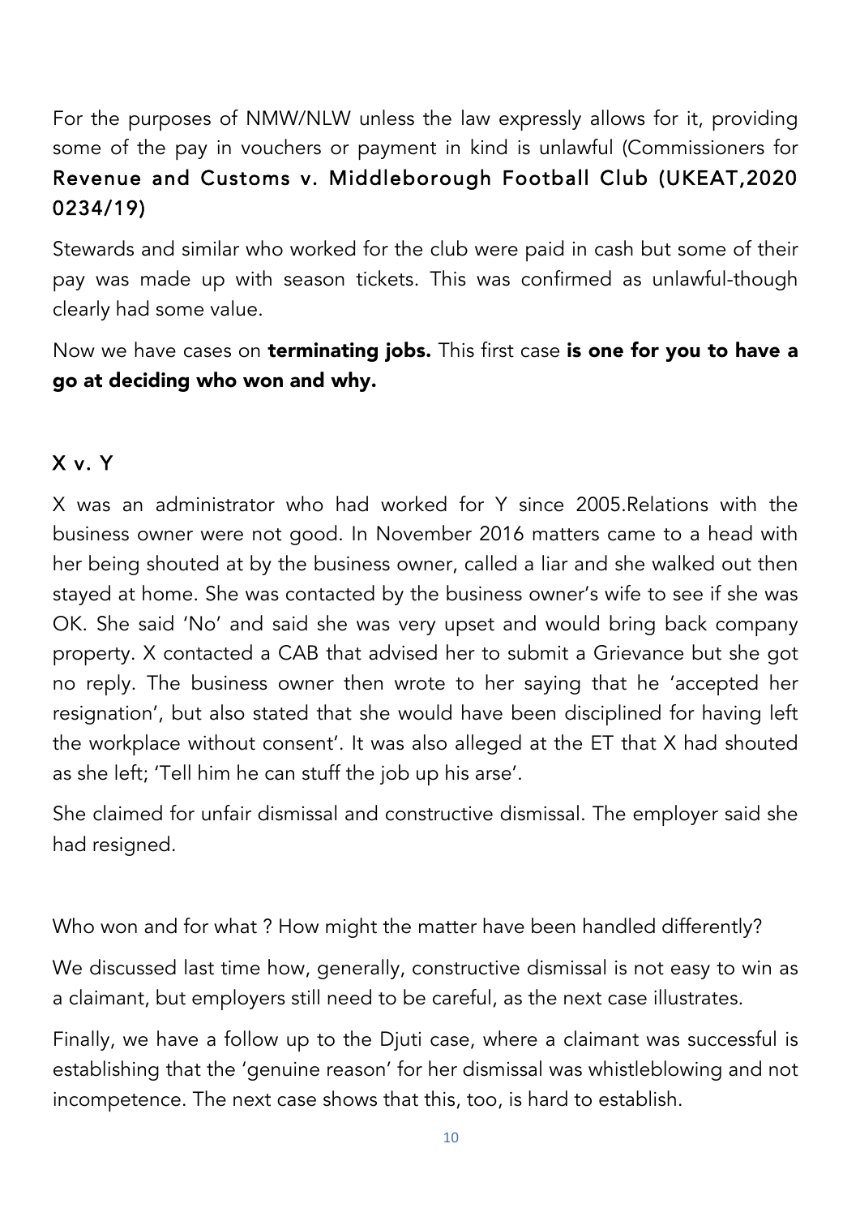For the purposes of NMW/NLW unless the law expressly allows for it, providing some of the pay in vouchers or payment in kind is unlawful (Commissioners for **Revenue and Customs v. Middleborough Football Club (UKEAT,2020 0234/19)**

Stewards and similar who worked for the club were paid in cash but some of their pay was made up with season tickets. This was confirmed as unlawful-though clearly had some value.

Now we have cases on **terminating jobs.** This first case **is one for you to have a go at deciding who won and why.**

## X v. Y

X was an administrator who had worked for Y since 2005.Relations with the business owner were not good. In November 2016 matters came to a head with her being shouted at by the business owner, called a liar and she walked out then stayed at home. She was contacted by the business owner's wife to see if she was OK. She said 'No' and said she was very upset and would bring back company property. X contacted a CAB that advised her to submit a Grievance but she got no reply. The business owner then wrote to her saying that he 'accepted her resignation', but also stated that she would have been disciplined for having left the workplace without consent'. It was also alleged at the ET that X had shouted as she left; 'Tell him he can stuff the job up his arse'.

She claimed for unfair dismissal and constructive dismissal. The employer said she had resigned.

Who won and for what ? How might the matter have been handled differently?

We discussed last time how, generally, constructive dismissal is not easy to win as a claimant, but employers still need to be careful, as the next case illustrates.

Finally, we have a follow up to the Djuti case, where a claimant was successful is establishing that the 'genuine reason' for her dismissal was whistleblowing and not incompetence. The next case shows that this, too, is hard to establish.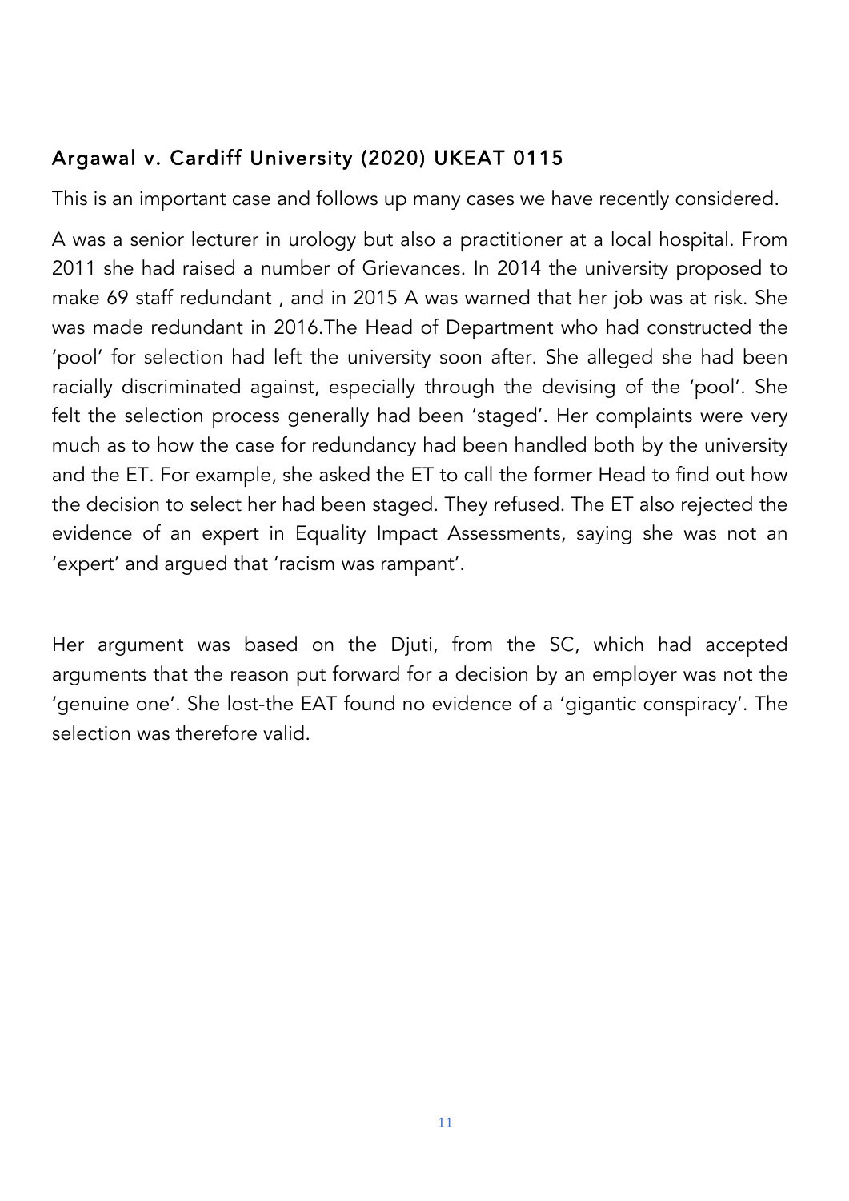## Argawal v. Cardiff University (2020) UKEAT 0115

This is an important case and follows up many cases we have recently considered.

A was a senior lecturer in urology but also a practitioner at a local hospital. From 2011 she had raised a number of Grievances. In 2014 the university proposed to make 69 staff redundant , and in 2015 A was warned that her job was at risk. She was made redundant in 2016.The Head of Department who had constructed the 'pool' for selection had left the university soon after. She alleged she had been racially discriminated against, especially through the devising of the 'pool'. She felt the selection process generally had been 'staged'. Her complaints were very much as to how the case for redundancy had been handled both by the university and the ET. For example, she asked the ET to call the former Head to find out how the decision to select her had been staged. They refused. The ET also rejected the evidence of an expert in Equality Impact Assessments, saying she was not an 'expert' and argued that 'racism was rampant'.

Her argument was based on the Djuti, from the SC, which had accepted arguments that the reason put forward for a decision by an employer was not the 'genuine one'. She lost-the EAT found no evidence of a 'gigantic conspiracy'. The selection was therefore valid.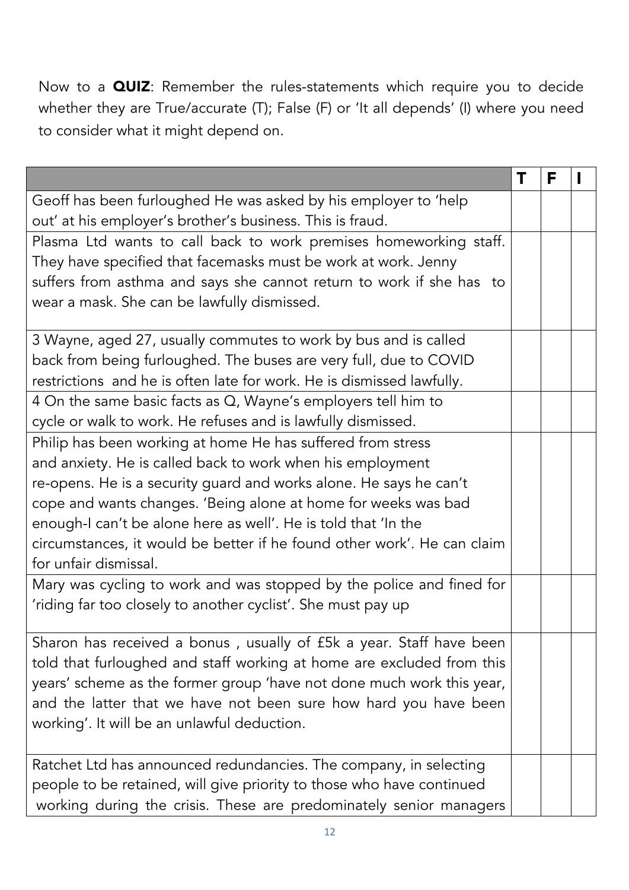Now to a **QUIZ**: Remember the rules-statements which require you to decide whether they are True/accurate (T); False (F) or 'It all depends' (I) where you need to consider what it might depend on.

| | T | F | I |
|---|---|---|---|
| Geoff has been furloughed He was asked by his employer to 'help out' at his employer's brother's business. This is fraud. | | | |
| Plasma Ltd wants to call back to work premises homeworking staff. They have specified that facemasks must be work at work. Jenny suffers from asthma and says she cannot return to work if she has to wear a mask. She can be lawfully dismissed. | | | |
| 3 Wayne, aged 27, usually commutes to work by bus and is called back from being furloughed. The buses are very full, due to COVID restrictions and he is often late for work. He is dismissed lawfully. | | | |
| 4 On the same basic facts as Q, Wayne's employers tell him to cycle or walk to work. He refuses and is lawfully dismissed. | | | |
| Philip has been working at home He has suffered from stress and anxiety. He is called back to work when his employment re-opens. He is a security guard and works alone. He says he can't cope and wants changes. 'Being alone at home for weeks was bad enough-I can't be alone here as well'. He is told that 'In the circumstances, it would be better if he found other work'. He can claim for unfair dismissal. | | | |
| Mary was cycling to work and was stopped by the police and fined for 'riding far too closely to another cyclist'. She must pay up | | | |
| Sharon has received a bonus , usually of £5k a year. Staff have been told that furloughed and staff working at home are excluded from this years' scheme as the former group 'have not done much work this year, and the latter that we have not been sure how hard you have been working'. It will be an unlawful deduction. | | | |
| Ratchet Ltd has announced redundancies. The company, in selecting people to be retained, will give priority to those who have continued working during the crisis. These are predominately senior managers | | | |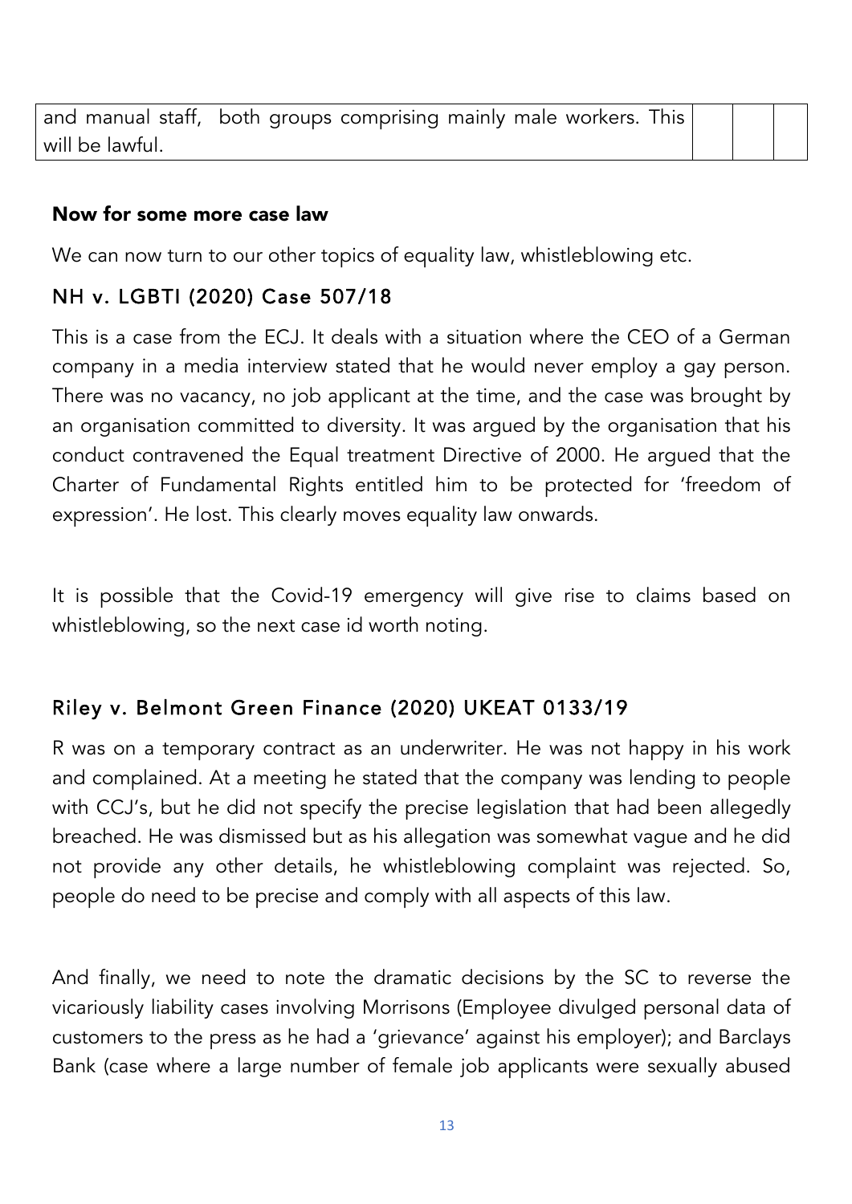| and manual staff, both groups comprising mainly male workers. This will be lawful. | | | |
|---|---|---|---|

## Now for some more case law

We can now turn to our other topics of equality law, whistleblowing etc.

### NH v. LGBTI (2020) Case 507/18

This is a case from the ECJ. It deals with a situation where the CEO of a German company in a media interview stated that he would never employ a gay person. There was no vacancy, no job applicant at the time, and the case was brought by an organisation committed to diversity. It was argued by the organisation that his conduct contravened the Equal treatment Directive of 2000. He argued that the Charter of Fundamental Rights entitled him to be protected for 'freedom of expression'. He lost. This clearly moves equality law onwards.

It is possible that the Covid-19 emergency will give rise to claims based on whistleblowing, so the next case id worth noting.

### Riley v. Belmont Green Finance (2020) UKEAT 0133/19

R was on a temporary contract as an underwriter. He was not happy in his work and complained. At a meeting he stated that the company was lending to people with CCJ's, but he did not specify the precise legislation that had been allegedly breached. He was dismissed but as his allegation was somewhat vague and he did not provide any other details, he whistleblowing complaint was rejected. So, people do need to be precise and comply with all aspects of this law.

And finally, we need to note the dramatic decisions by the SC to reverse the vicariously liability cases involving Morrisons (Employee divulged personal data of customers to the press as he had a 'grievance' against his employer); and Barclays Bank (case where a large number of female job applicants were sexually abused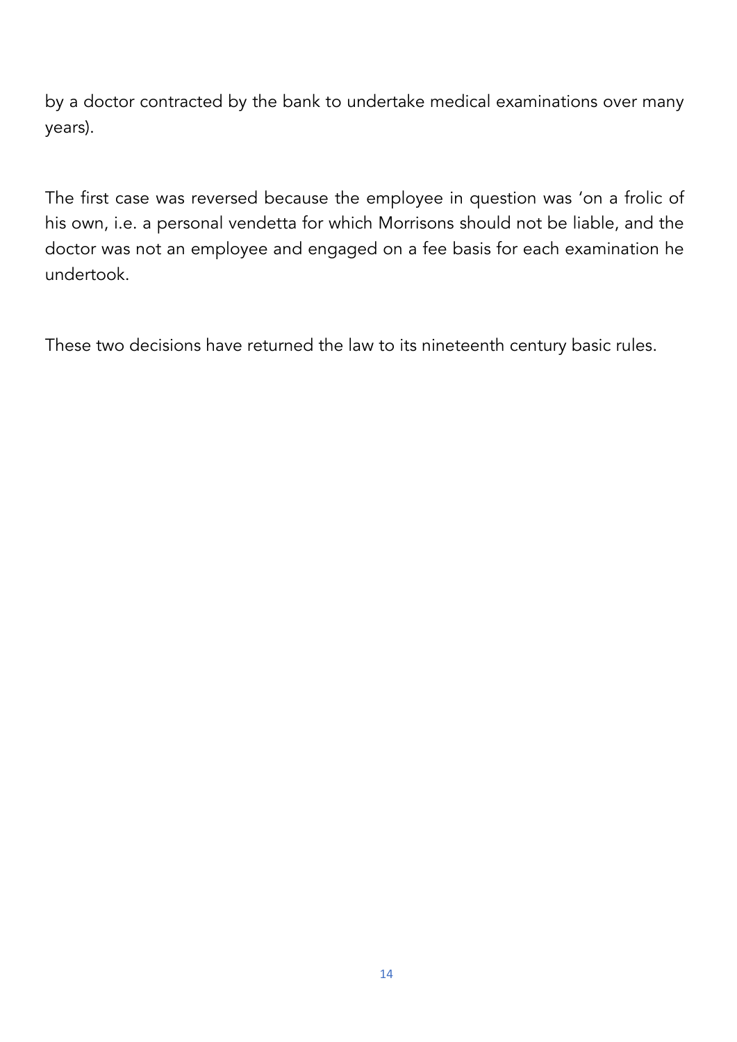by a doctor contracted by the bank to undertake medical examinations over many years).

The first case was reversed because the employee in question was 'on a frolic of his own, i.e. a personal vendetta for which Morrisons should not be liable, and the doctor was not an employee and engaged on a fee basis for each examination he undertook.

These two decisions have returned the law to its nineteenth century basic rules.